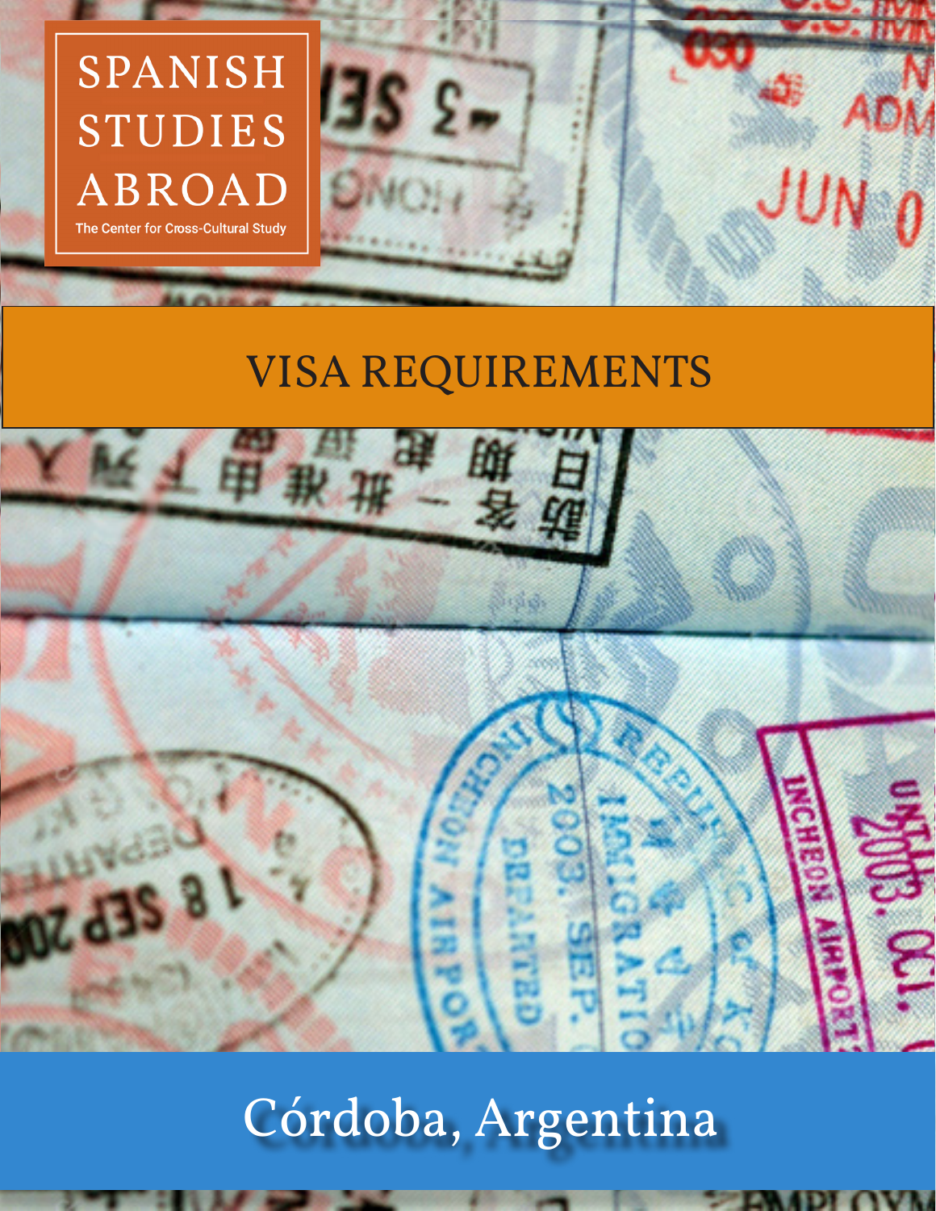SPANISH STUDIES ABROAD

The Center for Cross-Cultural Study

# VISA REQUIREMENTS

## Córdoba, Argentina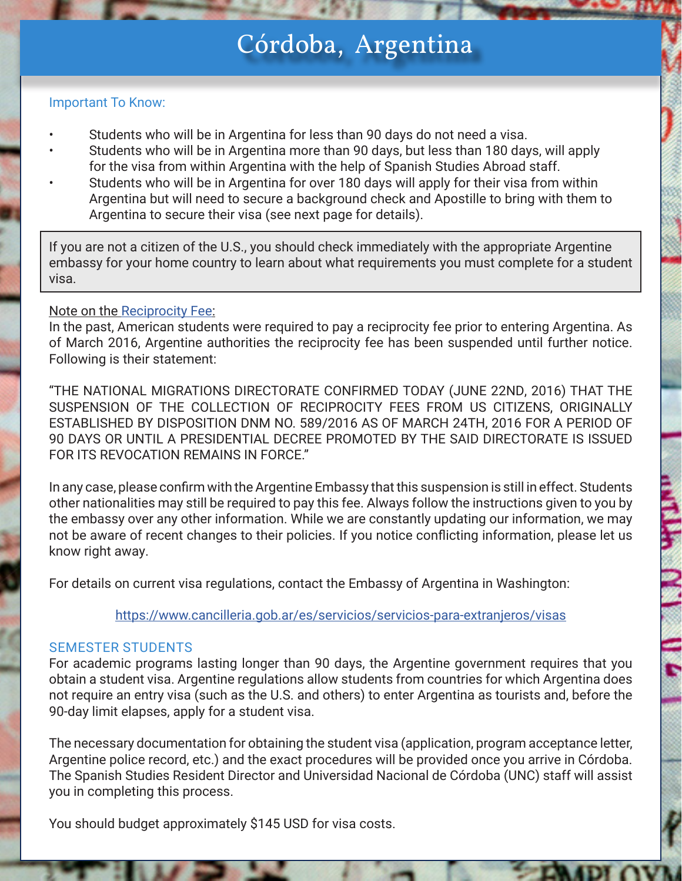# Córdoba, Argentina

Important To Know:

- Students who will be in Argentina for less than 90 days do not need a visa.
- Students who will be in Argentina more than 90 days, but less than 180 days, will apply for the visa from within Argentina with the help of Spanish Studies Abroad staff.
- Students who will be in Argentina for over 180 days will apply for their visa from within Argentina but will need to secure a background check and Apostille to bring with them to Argentina to secure their visa (see next page for details).

> If you are not a citizen of the U.S., you should check immediately with the appropriate Argentine embassy for your home country to learn about what requirements you must complete for a student visa.

Note on the Reciprocity Fee:

In the past, American students were required to pay a reciprocity fee prior to entering Argentina. As of March 2016, Argentine authorities the reciprocity fee has been suspended until further notice. Following is their statement:

"THE NATIONAL MIGRATIONS DIRECTORATE CONFIRMED TODAY (JUNE 22ND, 2016) THAT THE SUSPENSION OF THE COLLECTION OF RECIPROCITY FEES FROM US CITIZENS, ORIGINALLY ESTABLISHED BY DISPOSITION DNM NO. 589/2016 AS OF MARCH 24TH, 2016 FOR A PERIOD OF 90 DAYS OR UNTIL A PRESIDENTIAL DECREE PROMOTED BY THE SAID DIRECTORATE IS ISSUED FOR ITS REVOCATION REMAINS IN FORCE."

In any case, please confirm with the Argentine Embassy that this suspension is still in effect. Students other nationalities may still be required to pay this fee. Always follow the instructions given to you by the embassy over any other information. While we are constantly updating our information, we may not be aware of recent changes to their policies. If you notice conflicting information, please let us know right away.

For details on current visa regulations, contact the Embassy of Argentina in Washington:

https://www.cancilleria.gob.ar/es/servicios/servicios-para-extranjeros/visas

## SEMESTER STUDENTS

For academic programs lasting longer than 90 days, the Argentine government requires that you obtain a student visa. Argentine regulations allow students from countries for which Argentina does not require an entry visa (such as the U.S. and others) to enter Argentina as tourists and, before the 90-day limit elapses, apply for a student visa.

The necessary documentation for obtaining the student visa (application, program acceptance letter, Argentine police record, etc.) and the exact procedures will be provided once you arrive in Córdoba. The Spanish Studies Resident Director and Universidad Nacional de Córdoba (UNC) staff will assist you in completing this process.

You should budget approximately $145 USD for visa costs.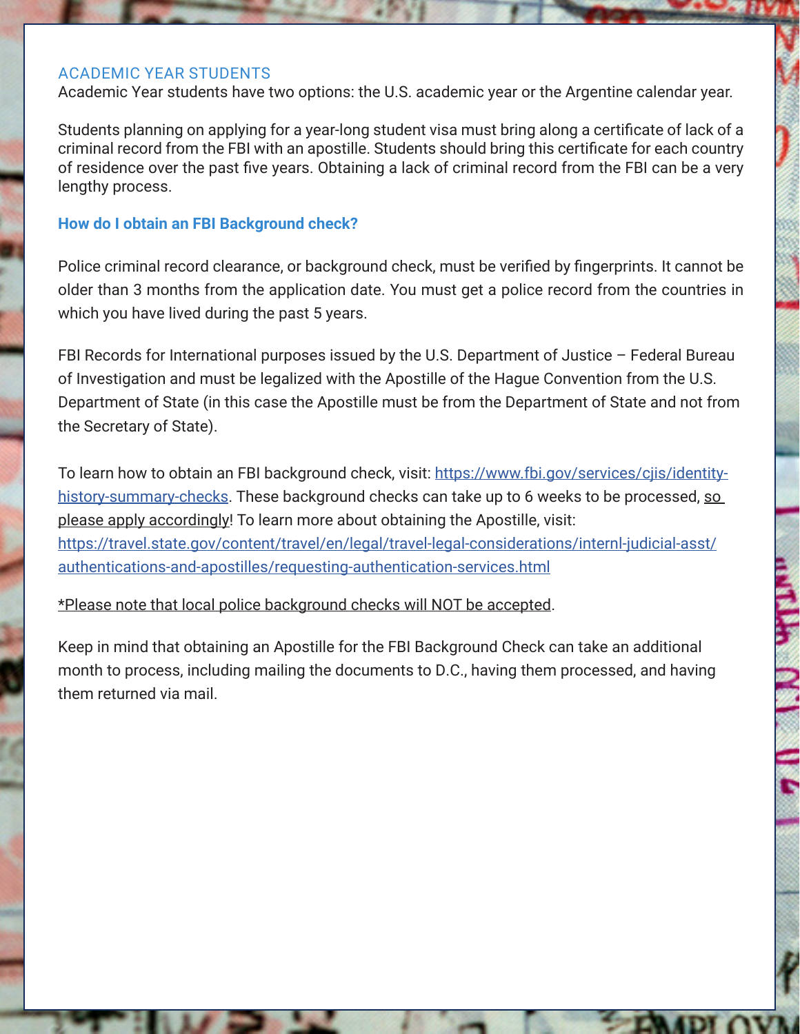## ACADEMIC YEAR STUDENTS

Academic Year students have two options: the U.S. academic year or the Argentine calendar year.

Students planning on applying for a year-long student visa must bring along a certificate of lack of a criminal record from the FBI with an apostille. Students should bring this certificate for each country of residence over the past five years. Obtaining a lack of criminal record from the FBI can be a very lengthy process.

### How do I obtain an FBI Background check?

Police criminal record clearance, or background check, must be verified by fingerprints. It cannot be older than 3 months from the application date. You must get a police record from the countries in which you have lived during the past 5 years.

FBI Records for International purposes issued by the U.S. Department of Justice – Federal Bureau of Investigation and must be legalized with the Apostille of the Hague Convention from the U.S. Department of State (in this case the Apostille must be from the Department of State and not from the Secretary of State).

To learn how to obtain an FBI background check, visit: https://www.fbi.gov/services/cjis/identity-history-summary-checks. These background checks can take up to 6 weeks to be processed, so please apply accordingly! To learn more about obtaining the Apostille, visit: https://travel.state.gov/content/travel/en/legal/travel-legal-considerations/internl-judicial-asst/authentications-and-apostilles/requesting-authentication-services.html

*Please note that local police background checks will NOT be accepted.

Keep in mind that obtaining an Apostille for the FBI Background Check can take an additional month to process, including mailing the documents to D.C., having them processed, and having them returned via mail.